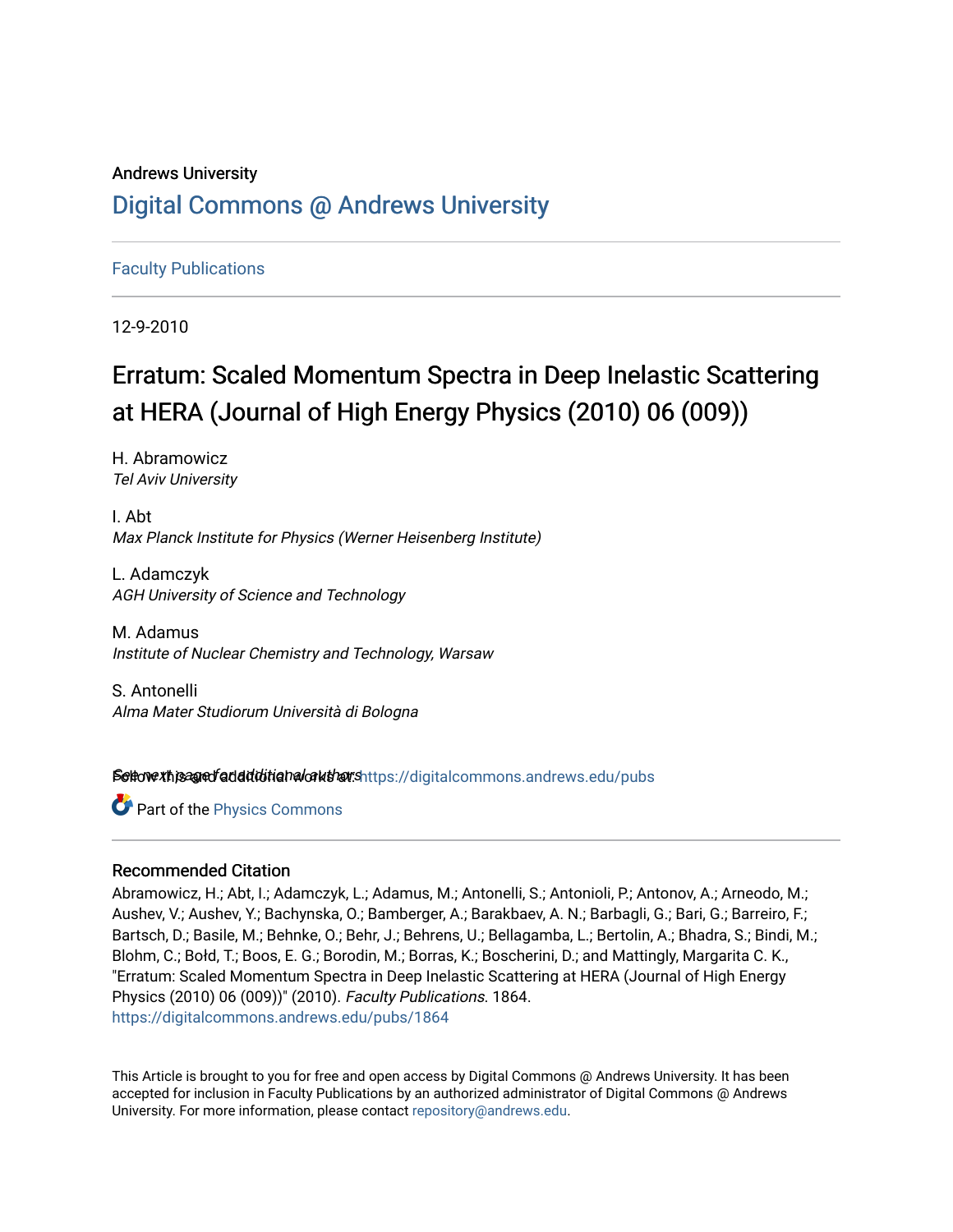Andrews University

# Digital Commons @ Andrews University

Faculty Publications

12-9-2010

# Erratum: Scaled Momentum Spectra in Deep Inelastic Scattering at HERA (Journal of High Energy Physics (2010) 06 (009))

H. Abramowicz
*Tel Aviv University*

I. Abt
*Max Planck Institute for Physics (Werner Heisenberg Institute)*

L. Adamczyk
*AGH University of Science and Technology*

M. Adamus
*Institute of Nuclear Chemistry and Technology, Warsaw*

S. Antonelli
*Alma Mater Studiorum Università di Bologna*

See next page for additional authors

Follow this and additional works at: https://digitalcommons.andrews.edu/pubs

Part of the Physics Commons

## Recommended Citation

Abramowicz, H.; Abt, I.; Adamczyk, L.; Adamus, M.; Antonelli, S.; Antonioli, P.; Antonov, A.; Arneodo, M.; Aushev, V.; Aushev, Y.; Bachynska, O.; Bamberger, A.; Barakbaev, A. N.; Barbagli, G.; Bari, G.; Barreiro, F.; Bartsch, D.; Basile, M.; Behnke, O.; Behr, J.; Behrens, U.; Bellagamba, L.; Bertolin, A.; Bhadra, S.; Bindi, M.; Blohm, C.; Bołd, T.; Boos, E. G.; Borodin, M.; Borras, K.; Boscherini, D.; and Mattingly, Margarita C. K., "Erratum: Scaled Momentum Spectra in Deep Inelastic Scattering at HERA (Journal of High Energy Physics (2010) 06 (009))" (2010). *Faculty Publications*. 1864.
https://digitalcommons.andrews.edu/pubs/1864

This Article is brought to you for free and open access by Digital Commons @ Andrews University. It has been accepted for inclusion in Faculty Publications by an authorized administrator of Digital Commons @ Andrews University. For more information, please contact repository@andrews.edu.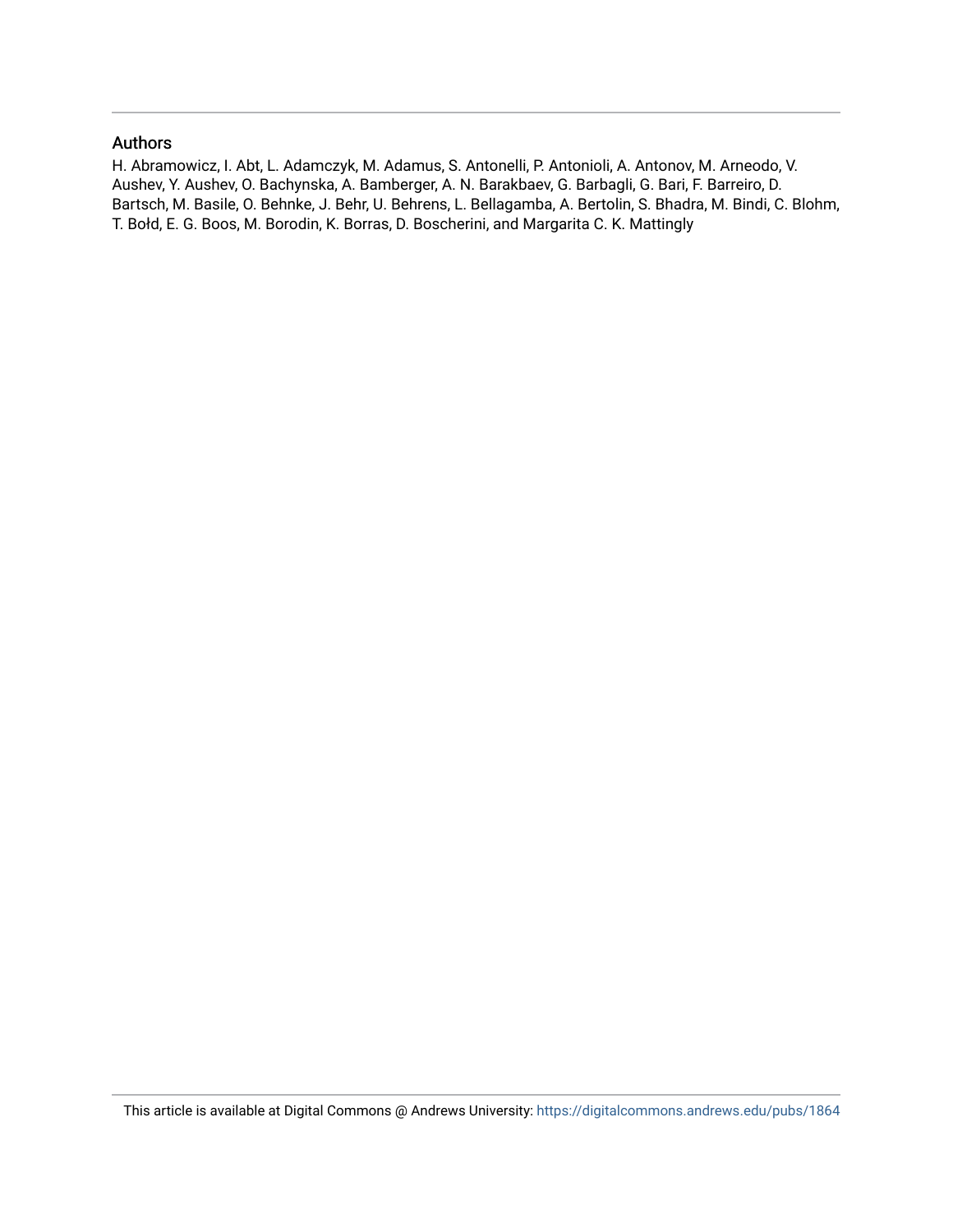## Authors

H. Abramowicz, I. Abt, L. Adamczyk, M. Adamus, S. Antonelli, P. Antonioli, A. Antonov, M. Arneodo, V. Aushev, Y. Aushev, O. Bachynska, A. Bamberger, A. N. Barakbaev, G. Barbagli, G. Bari, F. Barreiro, D. Bartsch, M. Basile, O. Behnke, J. Behr, U. Behrens, L. Bellagamba, A. Bertolin, S. Bhadra, M. Bindi, C. Blohm, T. Bołd, E. G. Boos, M. Borodin, K. Borras, D. Boscherini, and Margarita C. K. Mattingly

This article is available at Digital Commons @ Andrews University: https://digitalcommons.andrews.edu/pubs/1864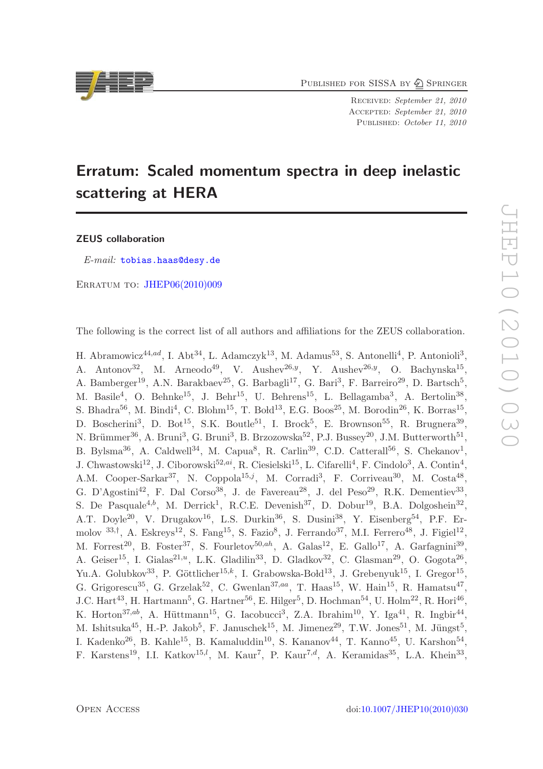# Erratum: Scaled momentum spectra in deep inelastic scattering at HERA

**ZEUS collaboration**

*E-mail:* tobias.haas@desy.de

Erratum to: JHEP06(2010)009

The following is the correct list of all authors and affiliations for the ZEUS collaboration.

H. Abramowicz[44,ad], I. Abt[34], L. Adamczyk[13], M. Adamus[53], S. Antonelli[4], P. Antonioli[3], A. Antonov[32], M. Arneodo[49], V. Aushev[26,y], Y. Aushev[26,y], O. Bachynska[15], A. Bamberger[19], A.N. Barakbaev[25], G. Barbagli[17], G. Bari[3], F. Barreiro[29], D. Bartsch[5], M. Basile[4], O. Behnke[15], J. Behr[15], U. Behrens[15], L. Bellagamba[3], A. Bertolin[38], S. Bhadra[56], M. Bindi[4], C. Blohm[15], T. Bołd[13], E.G. Boos[25], M. Borodin[26], K. Borras[15], D. Boscherini[3], D. Bot[15], S.K. Boutle[51], I. Brock[5], E. Brownson[55], R. Brugnera[39], N. Brümmer[36], A. Bruni[3], G. Bruni[3], B. Brzozowska[52], P.J. Bussey[20], J.M. Butterworth[51], B. Bylsma[36], A. Caldwell[34], M. Capua[8], R. Carlin[39], C.D. Catterall[56], S. Chekanov[1], J. Chwastowski[12], J. Ciborowski[52,ai], R. Ciesielski[15], L. Cifarelli[4], F. Cindolo[3], A. Contin[4], A.M. Cooper-Sarkar[37], N. Coppola[15,j], M. Corradi[3], F. Corriveau[30], M. Costa[48], G. D'Agostini[42], F. Dal Corso[38], J. de Favereau[28], J. del Peso[29], R.K. Dementiev[33], S. De Pasquale[4,b], M. Derrick[1], R.C.E. Devenish[37], D. Dobur[19], B.A. Dolgoshein[32], A.T. Doyle[20], V. Drugakov[16], L.S. Durkin[36], S. Dusini[38], Y. Eisenberg[54], P.F. Ermolov [33,†], A. Eskreys[12], S. Fang[15], S. Fazio[8], J. Ferrando[37], M.I. Ferrero[48], J. Figiel[12], M. Forrest[20], B. Foster[37], S. Fourletov[50,ah], A. Galas[12], E. Gallo[17], A. Garfagnini[39], A. Geiser[15], I. Gialas[21,u], L.K. Gladilin[33], D. Gladkov[32], C. Glasman[29], O. Gogota[26], Yu.A. Golubkov[33], P. Göttlicher[15,k], I. Grabowska-Bołd[13], J. Grebenyuk[15], I. Gregor[15], G. Grigorescu[35], G. Grzelak[52], C. Gwenlan[37,aa], T. Haas[15], W. Hain[15], R. Hamatsu[47], J.C. Hart[43], H. Hartmann[5], G. Hartner[56], E. Hilger[5], D. Hochman[54], U. Holm[22], R. Hori[46], K. Horton[37,ab], A. Hüttmann[15], G. Iacobucci[3], Z.A. Ibrahim[10], Y. Iga[41], R. Ingbir[44], M. Ishitsuka[45], H.-P. Jakob[5], F. Januschek[15], M. Jimenez[29], T.W. Jones[51], M. Jüngst[5], I. Kadenko[26], B. Kahle[15], B. Kamaluddin[10], S. Kananov[44], T. Kanno[45], U. Karshon[54], F. Karstens[19], I.I. Katkov[15,l], M. Kaur[7], P. Kaur[7,d], A. Keramidas[35], L.A. Khein[33],

Open Access

doi:10.1007/JHEP10(2010)030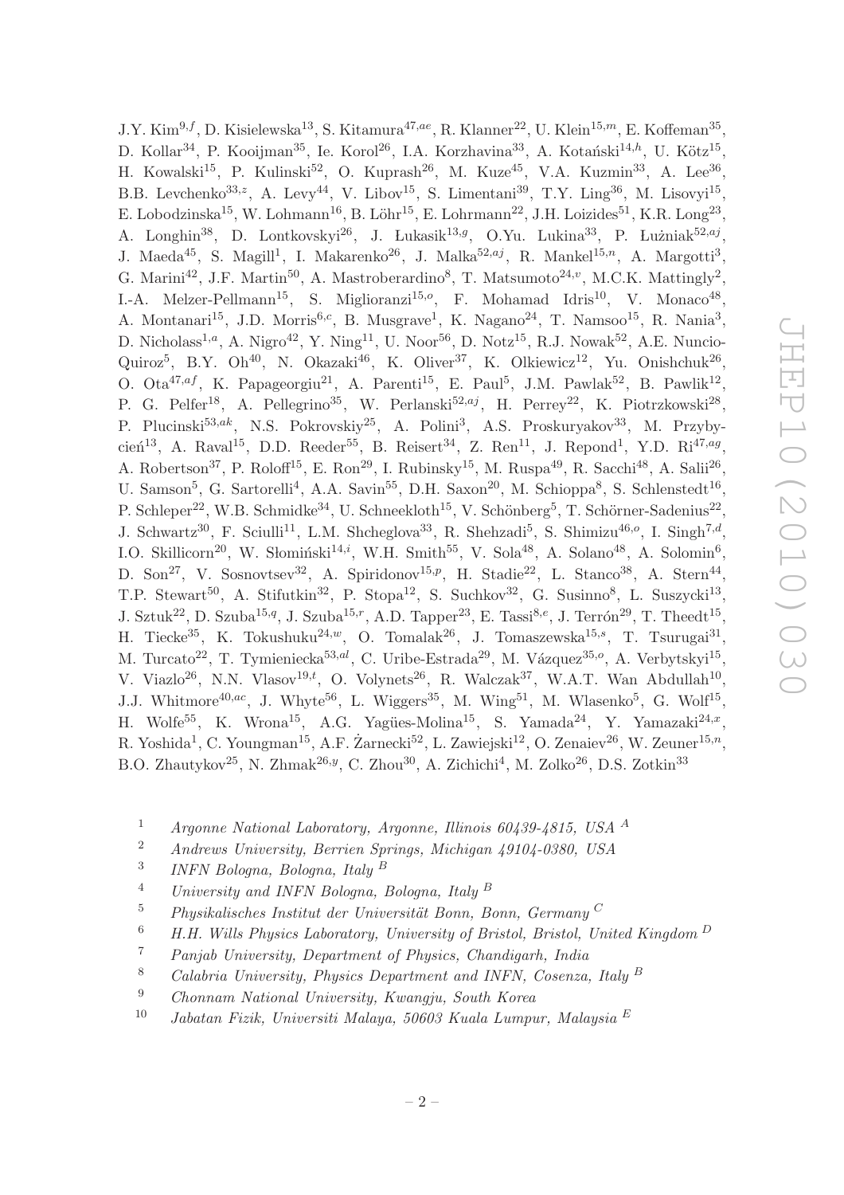J.Y. Kim[9,f], D. Kisielewska[13], S. Kitamura[47,ae], R. Klanner[22], U. Klein[15,m], E. Koffeman[35], D. Kollar[34], P. Kooijman[35], Ie. Korol[26], I.A. Korzhavina[33], A. Kotański[14,h], U. Kötz[15], H. Kowalski[15], P. Kulinski[52], O. Kuprash[26], M. Kuze[45], V.A. Kuzmin[33], A. Lee[36], B.B. Levchenko[33,z], A. Levy[44], V. Libov[15], S. Limentani[39], T.Y. Ling[36], M. Lisovyi[15], E. Lobodzinska[15], W. Lohmann[16], B. Löhr[15], E. Lohrmann[22], J.H. Loizides[51], K.R. Long[23], A. Longhin[38], D. Lontkovskyi[26], J. Łukasik[13,g], O.Yu. Lukina[33], P. Łużniak[52,aj], J. Maeda[45], S. Magill[1], I. Makarenko[26], J. Malka[52,aj], R. Mankel[15,n], A. Margotti[3], G. Marini[42], J.F. Martin[50], A. Mastroberardino[8], T. Matsumoto[24,v], M.C.K. Mattingly[2], I.-A. Melzer-Pellmann[15], S. Miglioranzi[15,o], F. Mohamad Idris[10], V. Monaco[48], A. Montanari[15], J.D. Morris[6,c], B. Musgrave[1], K. Nagano[24], T. Namsoo[15], R. Nania[3], D. Nicholass[1,a], A. Nigro[42], Y. Ning[11], U. Noor[56], D. Notz[15], R.J. Nowak[52], A.E. Nuncio-Quiroz[5], B.Y. Oh[40], N. Okazaki[46], K. Oliver[37], K. Olkiewicz[12], Yu. Onishchuk[26], O. Ota[47,af], K. Papageorgiu[21], A. Parenti[15], E. Paul[5], J.M. Pawlak[52], B. Pawlik[12], P. G. Pelfer[18], A. Pellegrino[35], W. Perlanski[52,aj], H. Perrey[22], K. Piotrzkowski[28], P. Plucinski[53,ak], N.S. Pokrovskiy[25], A. Polini[3], A.S. Proskuryakov[33], M. Przybycień[13], A. Raval[15], D.D. Reeder[55], B. Reisert[34], Z. Ren[11], J. Repond[1], Y.D. Ri[47,ag], A. Robertson[37], P. Roloff[15], E. Ron[29], I. Rubinsky[15], M. Ruspa[49], R. Sacchi[48], A. Salii[26], U. Samson[5], G. Sartorelli[4], A.A. Savin[55], D.H. Saxon[20], M. Schioppa[8], S. Schlenstedt[16], P. Schleper[22], W.B. Schmidke[34], U. Schneekloth[15], V. Schönberg[5], T. Schörner-Sadenius[22], J. Schwartz[30], F. Sciulli[11], L.M. Shcheglova[33], R. Shehzadi[5], S. Shimizu[46,o], I. Singh[7,d], I.O. Skillicorn[20], W. Słomiński[14,i], W.H. Smith[55], V. Sola[48], A. Solano[48], A. Solomin[6], D. Son[27], V. Sosnovtsev[32], A. Spiridonov[15,p], H. Stadie[22], L. Stanco[38], A. Stern[44], T.P. Stewart[50], A. Stifutkin[32], P. Stopa[12], S. Suchkov[32], G. Susinno[8], L. Suszycki[13], J. Sztuk[22], D. Szuba[15,q], J. Szuba[15,r], A.D. Tapper[23], E. Tassi[8,e], J. Terrón[29], T. Theedt[15], H. Tiecke[35], K. Tokushuku[24,w], O. Tomalak[26], J. Tomaszewska[15,s], T. Tsurugai[31], M. Turcato[22], T. Tymieniecka[53,al], C. Uribe-Estrada[29], M. Vázquez[35,o], A. Verbytskyi[15], V. Viazlo[26], N.N. Vlasov[19,t], O. Volynets[26], R. Walczak[37], W.A.T. Wan Abdullah[10], J.J. Whitmore[40,ac], J. Whyte[56], L. Wiggers[35], M. Wing[51], M. Wlasenko[5], G. Wolf[15], H. Wolfe[55], K. Wrona[15], A.G. Yagües-Molina[15], S. Yamada[24], Y. Yamazaki[24,x], R. Yoshida[1], C. Youngman[15], A.F. Żarnecki[52], L. Zawiejski[12], O. Zenaiev[26], W. Zeuner[15,n], B.O. Zhautykov[25], N. Zhmak[26,y], C. Zhou[30], A. Zichichi[4], M. Zolko[26], D.S. Zotkin[33]

[1] *Argonne National Laboratory, Argonne, Illinois 60439-4815, USA* [A]
[2] *Andrews University, Berrien Springs, Michigan 49104-0380, USA*
[3] *INFN Bologna, Bologna, Italy* [B]
[4] *University and INFN Bologna, Bologna, Italy* [B]
[5] *Physikalisches Institut der Universität Bonn, Bonn, Germany* [C]
[6] *H.H. Wills Physics Laboratory, University of Bristol, Bristol, United Kingdom* [D]
[7] *Panjab University, Department of Physics, Chandigarh, India*
[8] *Calabria University, Physics Department and INFN, Cosenza, Italy* [B]
[9] *Chonnam National University, Kwangju, South Korea*
[10] *Jabatan Fizik, Universiti Malaya, 50603 Kuala Lumpur, Malaysia* [E]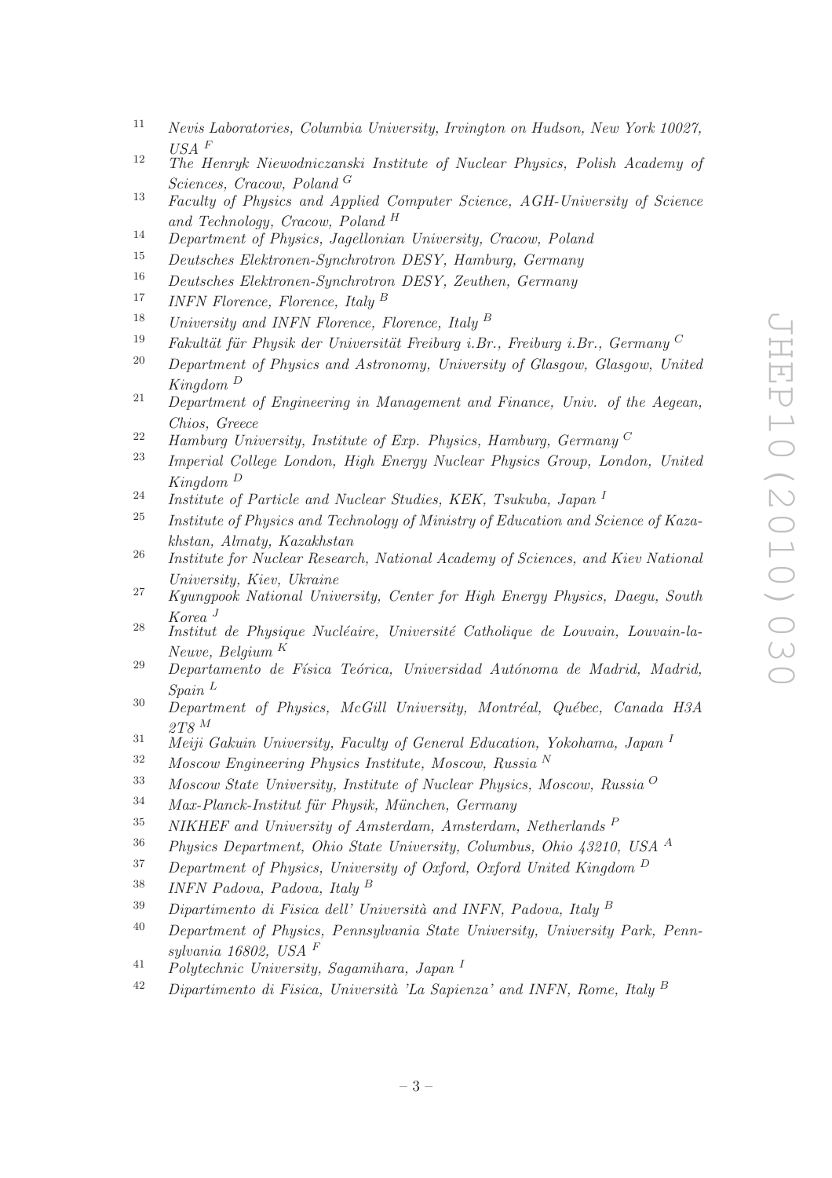[11] *Nevis Laboratories, Columbia University, Irvington on Hudson, New York 10027, USA* [F]

[12] *The Henryk Niewodniczanski Institute of Nuclear Physics, Polish Academy of Sciences, Cracow, Poland* [G]

[13] *Faculty of Physics and Applied Computer Science, AGH-University of Science and Technology, Cracow, Poland* [H]

[14] *Department of Physics, Jagellonian University, Cracow, Poland*

[15] *Deutsches Elektronen-Synchrotron DESY, Hamburg, Germany*

[16] *Deutsches Elektronen-Synchrotron DESY, Zeuthen, Germany*

[17] *INFN Florence, Florence, Italy* [B]

[18] *University and INFN Florence, Florence, Italy* [B]

[19] *Fakultät für Physik der Universität Freiburg i.Br., Freiburg i.Br., Germany* [C]

[20] *Department of Physics and Astronomy, University of Glasgow, Glasgow, United Kingdom* [D]

[21] *Department of Engineering in Management and Finance, Univ. of the Aegean, Chios, Greece*

[22] *Hamburg University, Institute of Exp. Physics, Hamburg, Germany* [C]

[23] *Imperial College London, High Energy Nuclear Physics Group, London, United Kingdom* [D]

[24] *Institute of Particle and Nuclear Studies, KEK, Tsukuba, Japan* [I]

[25] *Institute of Physics and Technology of Ministry of Education and Science of Kazakhstan, Almaty, Kazakhstan*

[26] *Institute for Nuclear Research, National Academy of Sciences, and Kiev National University, Kiev, Ukraine*

[27] *Kyungpook National University, Center for High Energy Physics, Daegu, South Korea* [J]

[28] *Institut de Physique Nucléaire, Université Catholique de Louvain, Louvain-la-Neuve, Belgium* [K]

[29] *Departamento de Física Teórica, Universidad Autónoma de Madrid, Madrid, Spain* [L]

[30] *Department of Physics, McGill University, Montréal, Québec, Canada H3A 2T8* [M]

[31] *Meiji Gakuin University, Faculty of General Education, Yokohama, Japan* [I]

[32] *Moscow Engineering Physics Institute, Moscow, Russia* [N]

[33] *Moscow State University, Institute of Nuclear Physics, Moscow, Russia* [O]

[34] *Max-Planck-Institut für Physik, München, Germany*

[35] *NIKHEF and University of Amsterdam, Amsterdam, Netherlands* [P]

[36] *Physics Department, Ohio State University, Columbus, Ohio 43210, USA* [A]

[37] *Department of Physics, University of Oxford, Oxford United Kingdom* [D]

[38] *INFN Padova, Padova, Italy* [B]

[39] *Dipartimento di Fisica dell' Università and INFN, Padova, Italy* [B]

[40] *Department of Physics, Pennsylvania State University, University Park, Pennsylvania 16802, USA* [F]

[41] *Polytechnic University, Sagamihara, Japan* [I]

[42] *Dipartimento di Fisica, Università 'La Sapienza' and INFN, Rome, Italy* [B]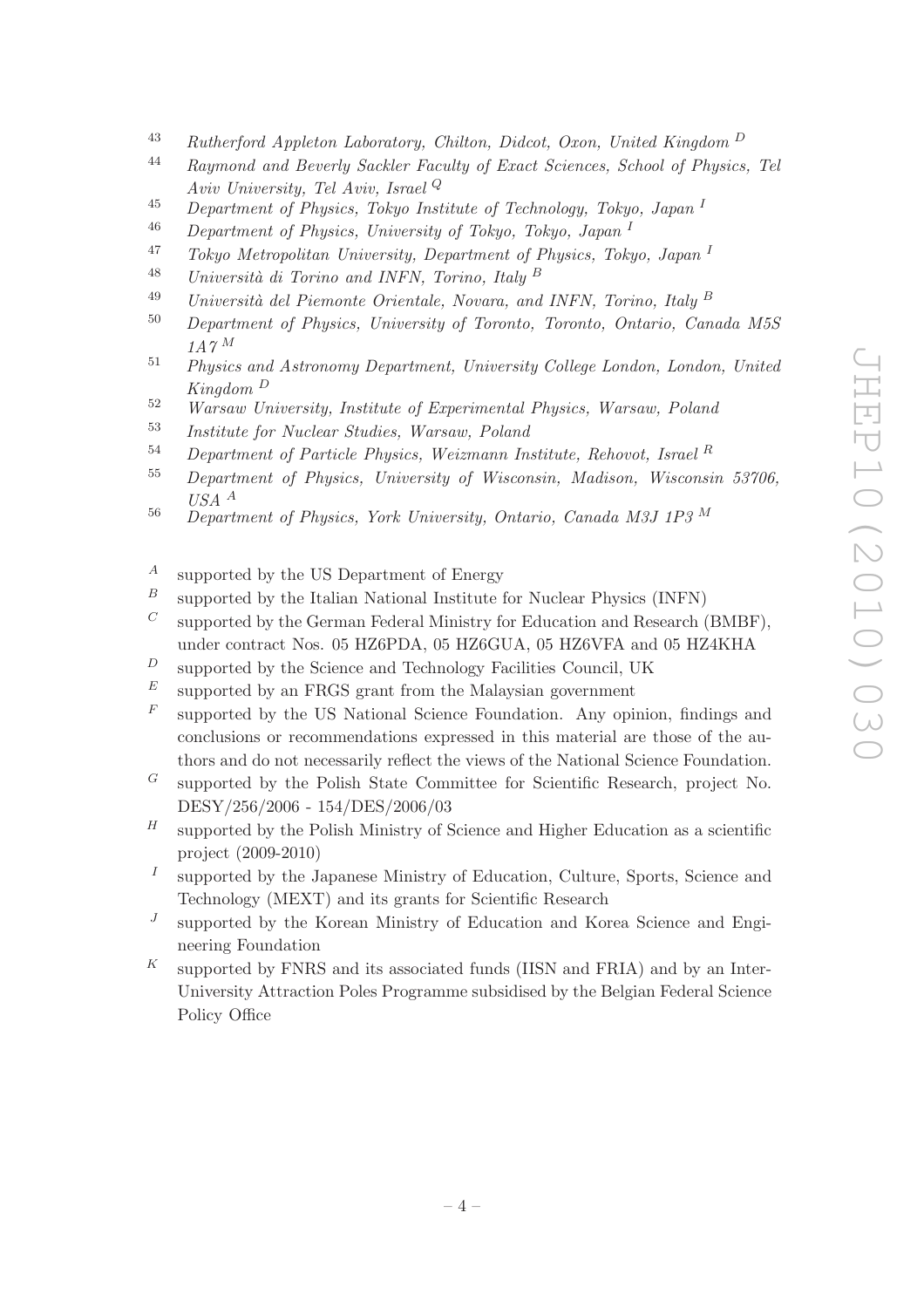[43] *Rutherford Appleton Laboratory, Chilton, Didcot, Oxon, United Kingdom* [D]

[44] *Raymond and Beverly Sackler Faculty of Exact Sciences, School of Physics, Tel Aviv University, Tel Aviv, Israel* [Q]

[45] *Department of Physics, Tokyo Institute of Technology, Tokyo, Japan* [I]

[46] *Department of Physics, University of Tokyo, Tokyo, Japan* [I]

[47] *Tokyo Metropolitan University, Department of Physics, Tokyo, Japan* [I]

[48] *Università di Torino and INFN, Torino, Italy* [B]

[49] *Università del Piemonte Orientale, Novara, and INFN, Torino, Italy* [B]

[50] *Department of Physics, University of Toronto, Toronto, Ontario, Canada M5S 1A7* [M]

[51] *Physics and Astronomy Department, University College London, London, United Kingdom* [D]

[52] *Warsaw University, Institute of Experimental Physics, Warsaw, Poland*

[53] *Institute for Nuclear Studies, Warsaw, Poland*

[54] *Department of Particle Physics, Weizmann Institute, Rehovot, Israel* [R]

[55] *Department of Physics, University of Wisconsin, Madison, Wisconsin 53706, USA* [A]

[56] *Department of Physics, York University, Ontario, Canada M3J 1P3* [M]

[A] supported by the US Department of Energy

[B] supported by the Italian National Institute for Nuclear Physics (INFN)

[C] supported by the German Federal Ministry for Education and Research (BMBF), under contract Nos. 05 HZ6PDA, 05 HZ6GUA, 05 HZ6VFA and 05 HZ4KHA

[D] supported by the Science and Technology Facilities Council, UK

[E] supported by an FRGS grant from the Malaysian government

[F] supported by the US National Science Foundation. Any opinion, findings and conclusions or recommendations expressed in this material are those of the authors and do not necessarily reflect the views of the National Science Foundation.

[G] supported by the Polish State Committee for Scientific Research, project No. DESY/256/2006 - 154/DES/2006/03

[H] supported by the Polish Ministry of Science and Higher Education as a scientific project (2009-2010)

[I] supported by the Japanese Ministry of Education, Culture, Sports, Science and Technology (MEXT) and its grants for Scientific Research

[J] supported by the Korean Ministry of Education and Korea Science and Engineering Foundation

[K] supported by FNRS and its associated funds (IISN and FRIA) and by an Inter-University Attraction Poles Programme subsidised by the Belgian Federal Science Policy Office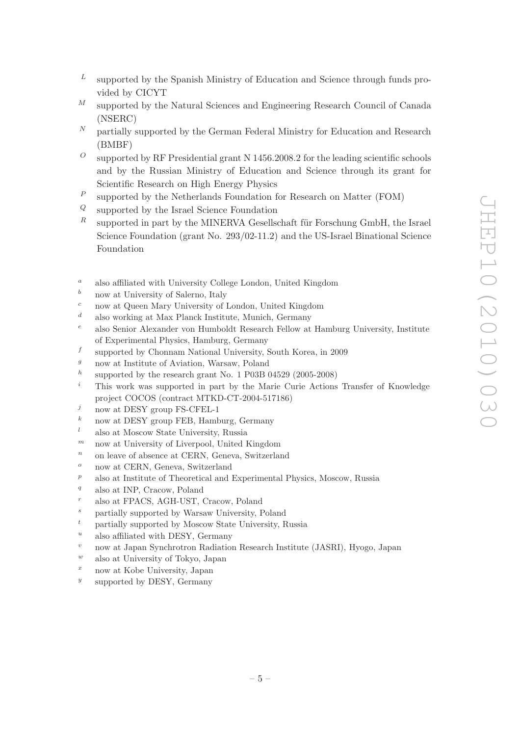[L] supported by the Spanish Ministry of Education and Science through funds provided by CICYT

[M] supported by the Natural Sciences and Engineering Research Council of Canada (NSERC)

[N] partially supported by the German Federal Ministry for Education and Research (BMBF)

[O] supported by RF Presidential grant N 1456.2008.2 for the leading scientific schools and by the Russian Ministry of Education and Science through its grant for Scientific Research on High Energy Physics

[P] supported by the Netherlands Foundation for Research on Matter (FOM)

[Q] supported by the Israel Science Foundation

[R] supported in part by the MINERVA Gesellschaft für Forschung GmbH, the Israel Science Foundation (grant No. 293/02-11.2) and the US-Israel Binational Science Foundation

[a] also affiliated with University College London, United Kingdom

[b] now at University of Salerno, Italy

[c] now at Queen Mary University of London, United Kingdom

[d] also working at Max Planck Institute, Munich, Germany

[e] also Senior Alexander von Humboldt Research Fellow at Hamburg University, Institute of Experimental Physics, Hamburg, Germany

[f] supported by Chonnam National University, South Korea, in 2009

[g] now at Institute of Aviation, Warsaw, Poland

[h] supported by the research grant No. 1 P03B 04529 (2005-2008)

[i] This work was supported in part by the Marie Curie Actions Transfer of Knowledge project COCOS (contract MTKD-CT-2004-517186)

[j] now at DESY group FS-CFEL-1

[k] now at DESY group FEB, Hamburg, Germany

[l] also at Moscow State University, Russia

[m] now at University of Liverpool, United Kingdom

[n] on leave of absence at CERN, Geneva, Switzerland

[o] now at CERN, Geneva, Switzerland

[p] also at Institute of Theoretical and Experimental Physics, Moscow, Russia

[q] also at INP, Cracow, Poland

[r] also at FPACS, AGH-UST, Cracow, Poland

[s] partially supported by Warsaw University, Poland

[t] partially supported by Moscow State University, Russia

[u] also affiliated with DESY, Germany

[v] now at Japan Synchrotron Radiation Research Institute (JASRI), Hyogo, Japan

[w] also at University of Tokyo, Japan

[x] now at Kobe University, Japan

[y] supported by DESY, Germany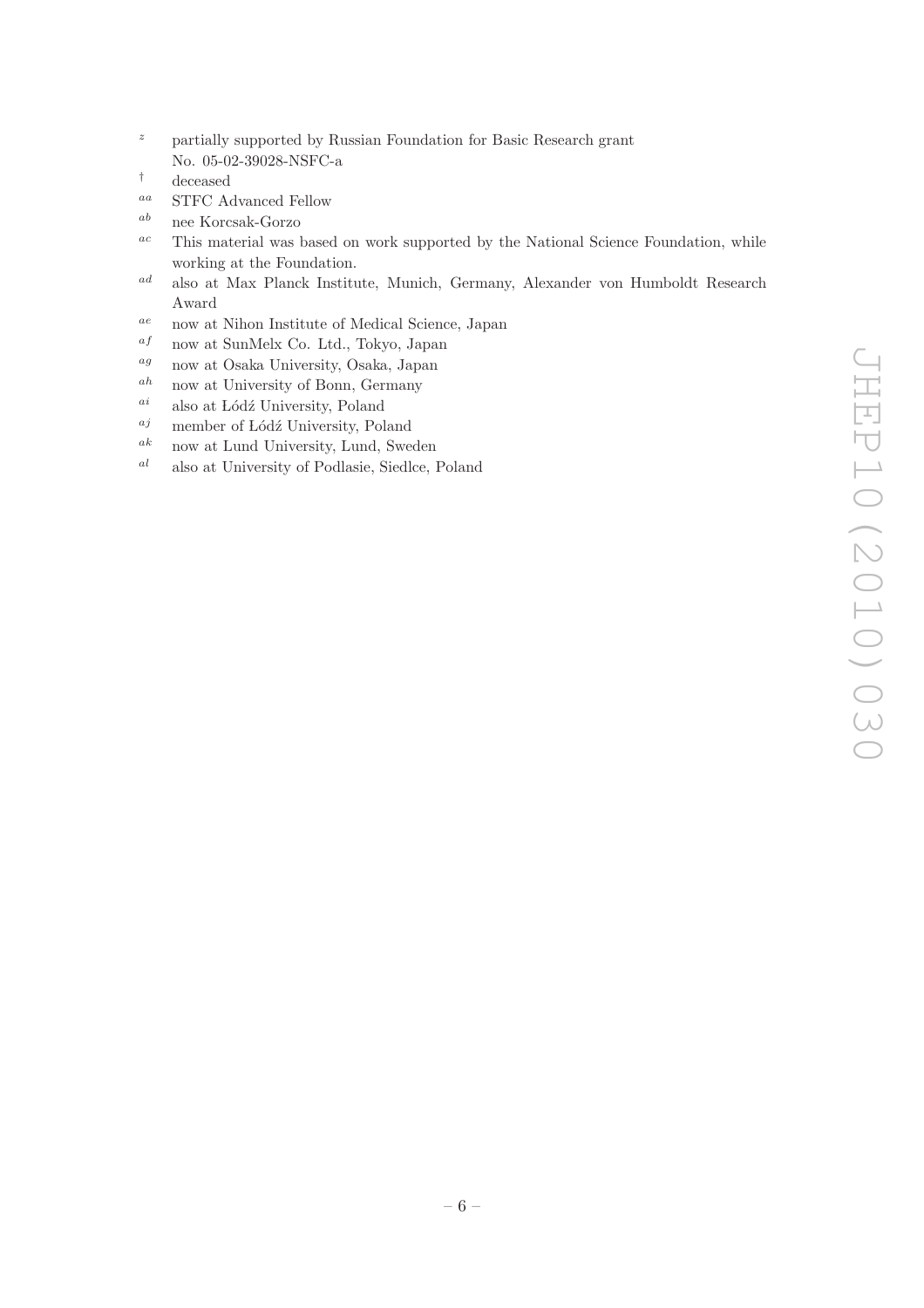[z] partially supported by Russian Foundation for Basic Research grant No. 05-02-39028-NSFC-a

[†] deceased

[aa] STFC Advanced Fellow

[ab] nee Korcsak-Gorzo

[ac] This material was based on work supported by the National Science Foundation, while working at the Foundation.

[ad] also at Max Planck Institute, Munich, Germany, Alexander von Humboldt Research Award

[ae] now at Nihon Institute of Medical Science, Japan

[af] now at SunMelx Co. Ltd., Tokyo, Japan

[ag] now at Osaka University, Osaka, Japan

[ah] now at University of Bonn, Germany

[ai] also at Łódź University, Poland

[aj] member of Łódź University, Poland

[ak] now at Lund University, Lund, Sweden

[al] also at University of Podlasie, Siedlce, Poland